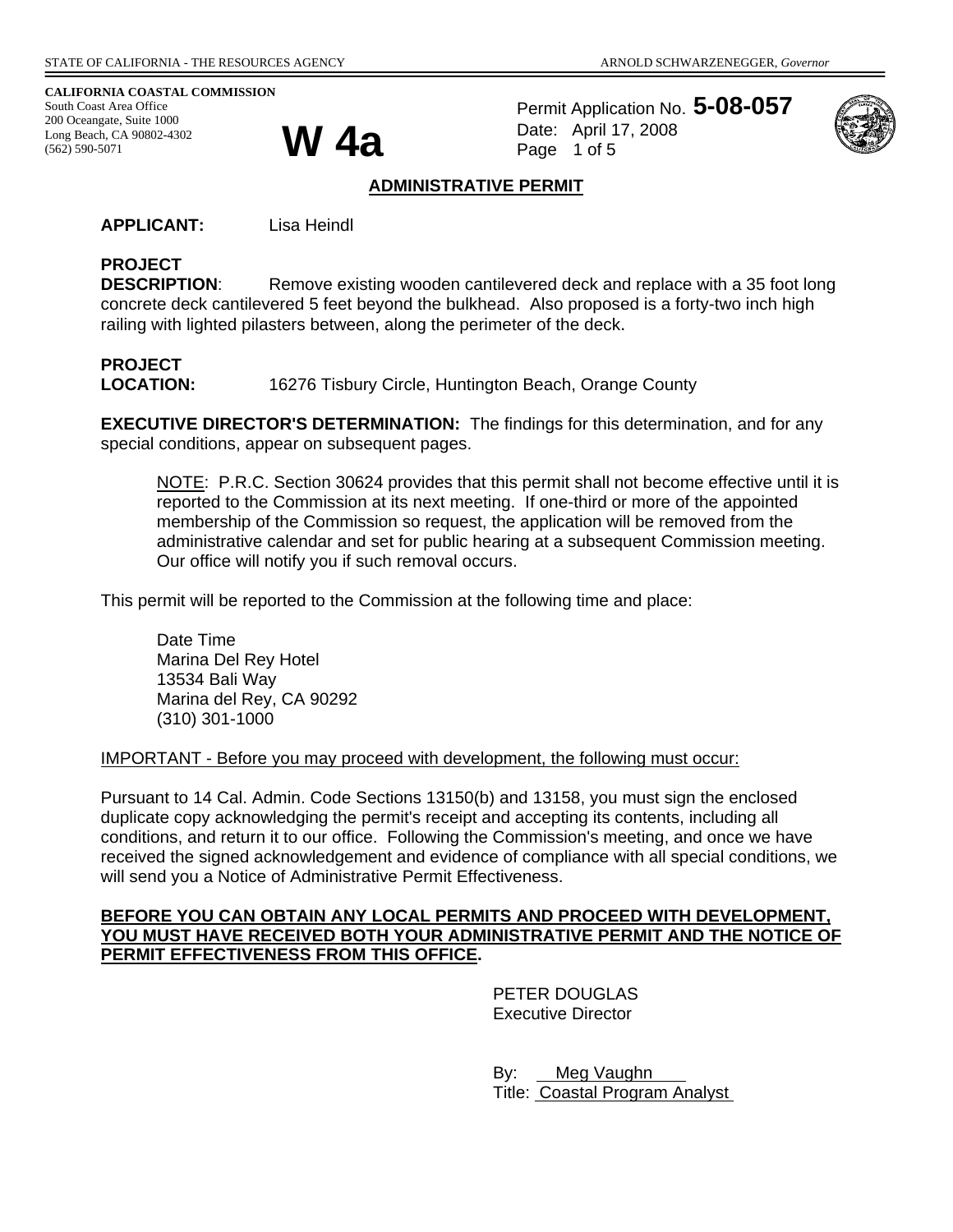STATE OF CALIFORNIA - THE RESOURCES AGENCY ARNOLD SCHWARZENEGGER, *Governor*

**CALIFORNIA COASTAL COMMISSION**
South Coast Area Office
200 Oceangate, Suite 1000
Long Beach, CA 90802-4302
(562) 590-5071

# W 4a

Permit Application No. **5-08-057**
Date: April 17, 2008
Page 1 of 5

## ADMINISTRATIVE PERMIT

**APPLICANT:** Lisa Heindl

**PROJECT DESCRIPTION**: Remove existing wooden cantilevered deck and replace with a 35 foot long concrete deck cantilevered 5 feet beyond the bulkhead. Also proposed is a forty-two inch high railing with lighted pilasters between, along the perimeter of the deck.

**PROJECT LOCATION:** 16276 Tisbury Circle, Huntington Beach, Orange County

**EXECUTIVE DIRECTOR'S DETERMINATION:** The findings for this determination, and for any special conditions, appear on subsequent pages.

> NOTE: P.R.C. Section 30624 provides that this permit shall not become effective until it is reported to the Commission at its next meeting. If one-third or more of the appointed membership of the Commission so request, the application will be removed from the administrative calendar and set for public hearing at a subsequent Commission meeting. Our office will notify you if such removal occurs.

This permit will be reported to the Commission at the following time and place:

> Date Time
> Marina Del Rey Hotel
> 13534 Bali Way
> Marina del Rey, CA 90292
> (310) 301-1000

IMPORTANT - Before you may proceed with development, the following must occur:

Pursuant to 14 Cal. Admin. Code Sections 13150(b) and 13158, you must sign the enclosed duplicate copy acknowledging the permit's receipt and accepting its contents, including all conditions, and return it to our office. Following the Commission's meeting, and once we have received the signed acknowledgement and evidence of compliance with all special conditions, we will send you a Notice of Administrative Permit Effectiveness.

**BEFORE YOU CAN OBTAIN ANY LOCAL PERMITS AND PROCEED WITH DEVELOPMENT, YOU MUST HAVE RECEIVED BOTH YOUR ADMINISTRATIVE PERMIT AND THE NOTICE OF PERMIT EFFECTIVENESS FROM THIS OFFICE.**

PETER DOUGLAS
Executive Director

By: Meg Vaughn
Title: Coastal Program Analyst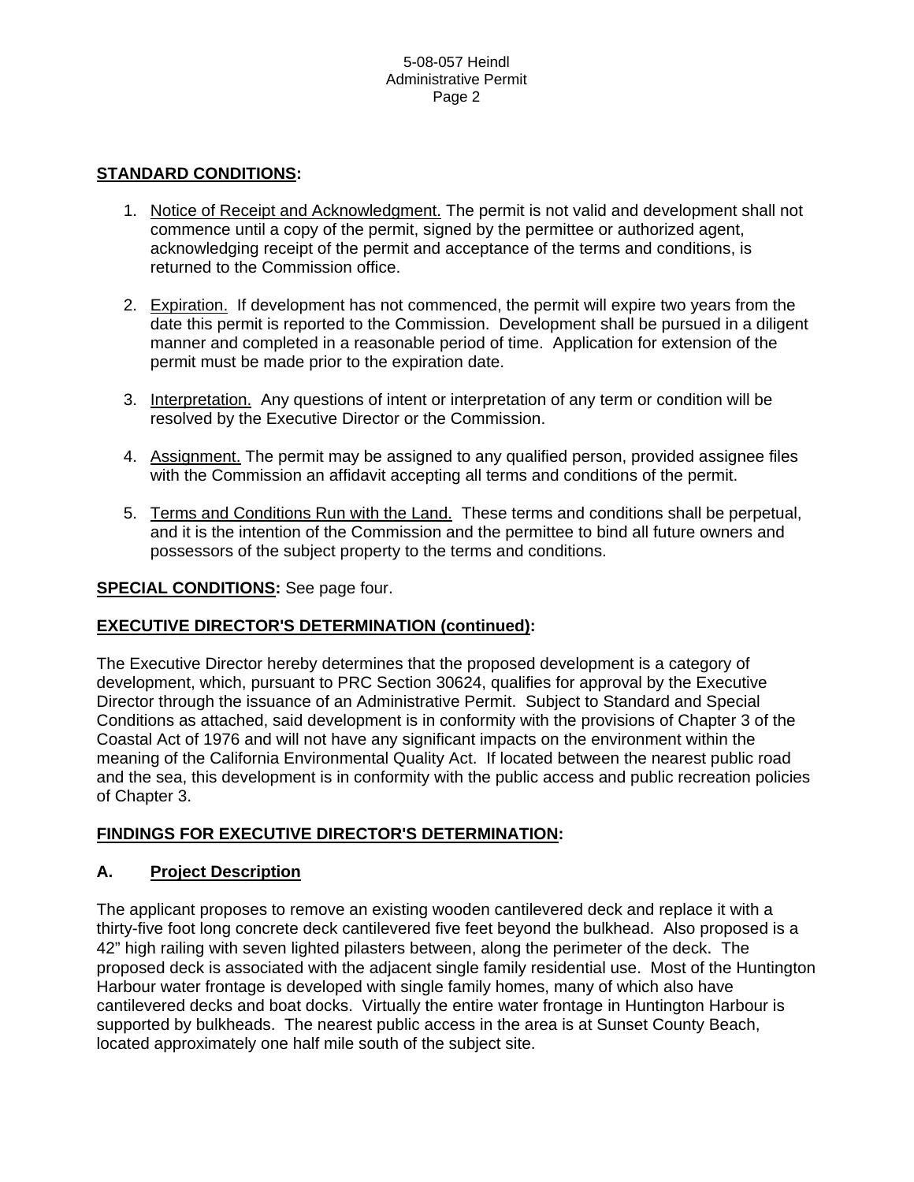**STANDARD CONDITIONS:**

1. Notice of Receipt and Acknowledgment. The permit is not valid and development shall not commence until a copy of the permit, signed by the permittee or authorized agent, acknowledging receipt of the permit and acceptance of the terms and conditions, is returned to the Commission office.

2. Expiration. If development has not commenced, the permit will expire two years from the date this permit is reported to the Commission. Development shall be pursued in a diligent manner and completed in a reasonable period of time. Application for extension of the permit must be made prior to the expiration date.

3. Interpretation. Any questions of intent or interpretation of any term or condition will be resolved by the Executive Director or the Commission.

4. Assignment. The permit may be assigned to any qualified person, provided assignee files with the Commission an affidavit accepting all terms and conditions of the permit.

5. Terms and Conditions Run with the Land. These terms and conditions shall be perpetual, and it is the intention of the Commission and the permittee to bind all future owners and possessors of the subject property to the terms and conditions.

**SPECIAL CONDITIONS:** See page four.

**EXECUTIVE DIRECTOR'S DETERMINATION (continued):**

The Executive Director hereby determines that the proposed development is a category of development, which, pursuant to PRC Section 30624, qualifies for approval by the Executive Director through the issuance of an Administrative Permit. Subject to Standard and Special Conditions as attached, said development is in conformity with the provisions of Chapter 3 of the Coastal Act of 1976 and will not have any significant impacts on the environment within the meaning of the California Environmental Quality Act. If located between the nearest public road and the sea, this development is in conformity with the public access and public recreation policies of Chapter 3.

**FINDINGS FOR EXECUTIVE DIRECTOR'S DETERMINATION:**

## A. Project Description

The applicant proposes to remove an existing wooden cantilevered deck and replace it with a thirty-five foot long concrete deck cantilevered five feet beyond the bulkhead. Also proposed is a 42" high railing with seven lighted pilasters between, along the perimeter of the deck. The proposed deck is associated with the adjacent single family residential use. Most of the Huntington Harbour water frontage is developed with single family homes, many of which also have cantilevered decks and boat docks. Virtually the entire water frontage in Huntington Harbour is supported by bulkheads. The nearest public access in the area is at Sunset County Beach, located approximately one half mile south of the subject site.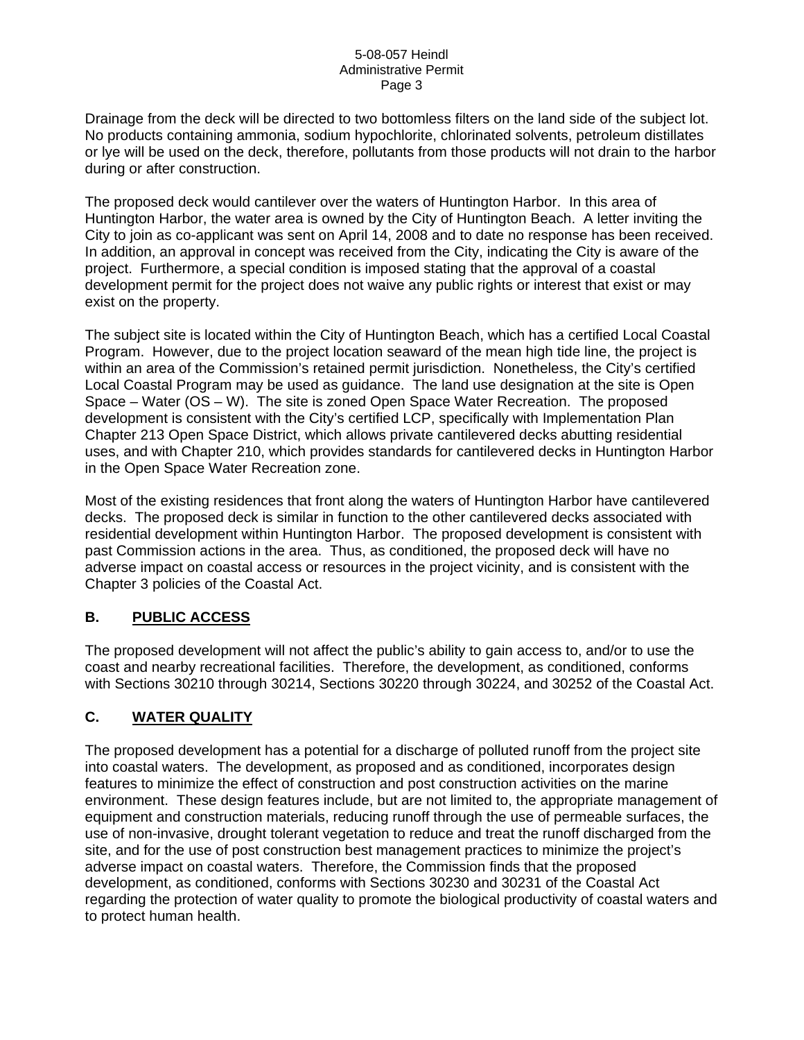Drainage from the deck will be directed to two bottomless filters on the land side of the subject lot. No products containing ammonia, sodium hypochlorite, chlorinated solvents, petroleum distillates or lye will be used on the deck, therefore, pollutants from those products will not drain to the harbor during or after construction.

The proposed deck would cantilever over the waters of Huntington Harbor. In this area of Huntington Harbor, the water area is owned by the City of Huntington Beach. A letter inviting the City to join as co-applicant was sent on April 14, 2008 and to date no response has been received. In addition, an approval in concept was received from the City, indicating the City is aware of the project. Furthermore, a special condition is imposed stating that the approval of a coastal development permit for the project does not waive any public rights or interest that exist or may exist on the property.

The subject site is located within the City of Huntington Beach, which has a certified Local Coastal Program. However, due to the project location seaward of the mean high tide line, the project is within an area of the Commission's retained permit jurisdiction. Nonetheless, the City's certified Local Coastal Program may be used as guidance. The land use designation at the site is Open Space – Water (OS – W). The site is zoned Open Space Water Recreation. The proposed development is consistent with the City's certified LCP, specifically with Implementation Plan Chapter 213 Open Space District, which allows private cantilevered decks abutting residential uses, and with Chapter 210, which provides standards for cantilevered decks in Huntington Harbor in the Open Space Water Recreation zone.

Most of the existing residences that front along the waters of Huntington Harbor have cantilevered decks. The proposed deck is similar in function to the other cantilevered decks associated with residential development within Huntington Harbor. The proposed development is consistent with past Commission actions in the area. Thus, as conditioned, the proposed deck will have no adverse impact on coastal access or resources in the project vicinity, and is consistent with the Chapter 3 policies of the Coastal Act.

## B. PUBLIC ACCESS

The proposed development will not affect the public's ability to gain access to, and/or to use the coast and nearby recreational facilities. Therefore, the development, as conditioned, conforms with Sections 30210 through 30214, Sections 30220 through 30224, and 30252 of the Coastal Act.

## C. WATER QUALITY

The proposed development has a potential for a discharge of polluted runoff from the project site into coastal waters. The development, as proposed and as conditioned, incorporates design features to minimize the effect of construction and post construction activities on the marine environment. These design features include, but are not limited to, the appropriate management of equipment and construction materials, reducing runoff through the use of permeable surfaces, the use of non-invasive, drought tolerant vegetation to reduce and treat the runoff discharged from the site, and for the use of post construction best management practices to minimize the project's adverse impact on coastal waters. Therefore, the Commission finds that the proposed development, as conditioned, conforms with Sections 30230 and 30231 of the Coastal Act regarding the protection of water quality to promote the biological productivity of coastal waters and to protect human health.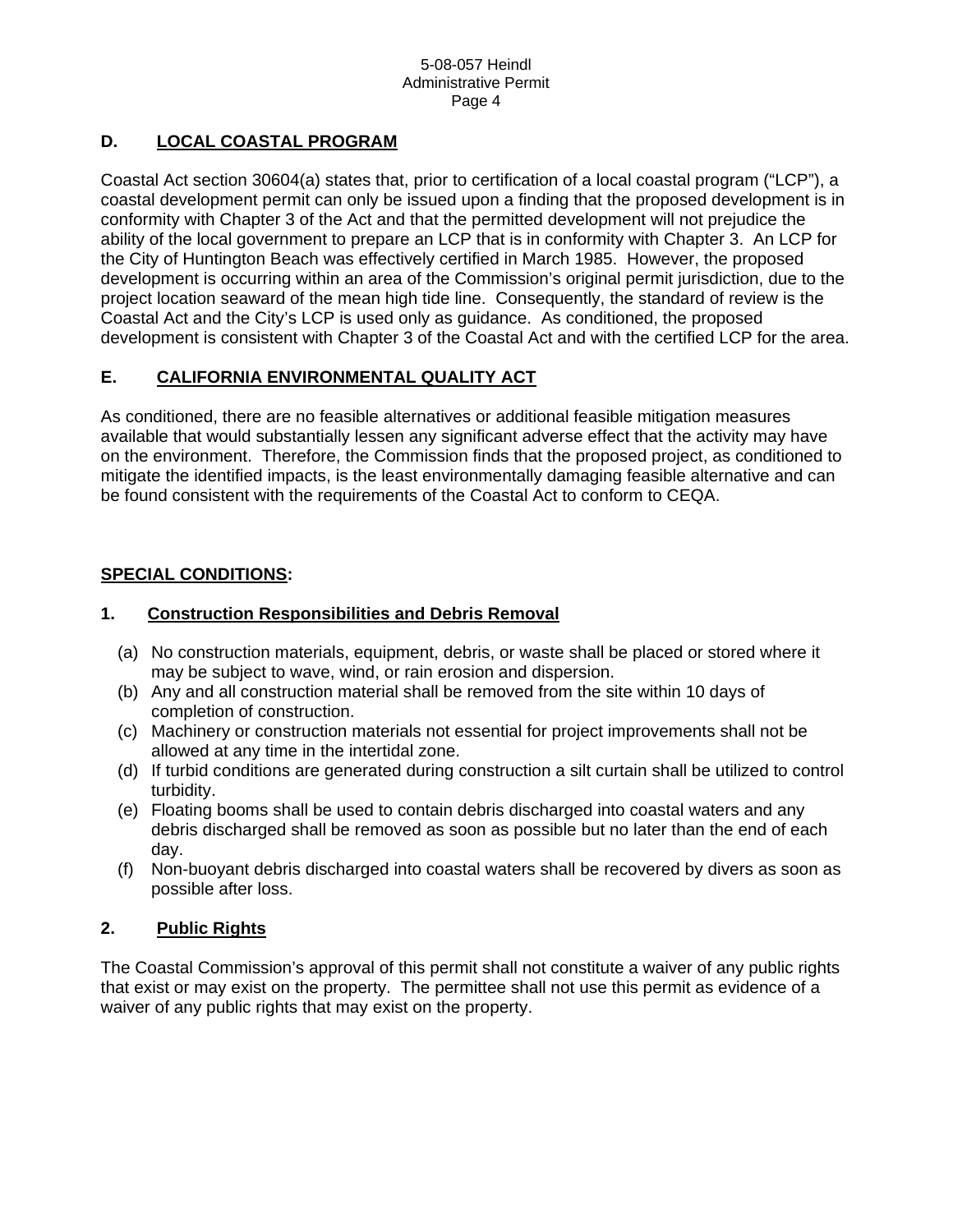## D. LOCAL COASTAL PROGRAM

Coastal Act section 30604(a) states that, prior to certification of a local coastal program ("LCP"), a coastal development permit can only be issued upon a finding that the proposed development is in conformity with Chapter 3 of the Act and that the permitted development will not prejudice the ability of the local government to prepare an LCP that is in conformity with Chapter 3. An LCP for the City of Huntington Beach was effectively certified in March 1985. However, the proposed development is occurring within an area of the Commission's original permit jurisdiction, due to the project location seaward of the mean high tide line. Consequently, the standard of review is the Coastal Act and the City's LCP is used only as guidance. As conditioned, the proposed development is consistent with Chapter 3 of the Coastal Act and with the certified LCP for the area.

## E. CALIFORNIA ENVIRONMENTAL QUALITY ACT

As conditioned, there are no feasible alternatives or additional feasible mitigation measures available that would substantially lessen any significant adverse effect that the activity may have on the environment. Therefore, the Commission finds that the proposed project, as conditioned to mitigate the identified impacts, is the least environmentally damaging feasible alternative and can be found consistent with the requirements of the Coastal Act to conform to CEQA.

## SPECIAL CONDITIONS:

### 1. Construction Responsibilities and Debris Removal

(a) No construction materials, equipment, debris, or waste shall be placed or stored where it may be subject to wave, wind, or rain erosion and dispersion.
(b) Any and all construction material shall be removed from the site within 10 days of completion of construction.
(c) Machinery or construction materials not essential for project improvements shall not be allowed at any time in the intertidal zone.
(d) If turbid conditions are generated during construction a silt curtain shall be utilized to control turbidity.
(e) Floating booms shall be used to contain debris discharged into coastal waters and any debris discharged shall be removed as soon as possible but no later than the end of each day.
(f) Non-buoyant debris discharged into coastal waters shall be recovered by divers as soon as possible after loss.

### 2. Public Rights

The Coastal Commission's approval of this permit shall not constitute a waiver of any public rights that exist or may exist on the property. The permittee shall not use this permit as evidence of a waiver of any public rights that may exist on the property.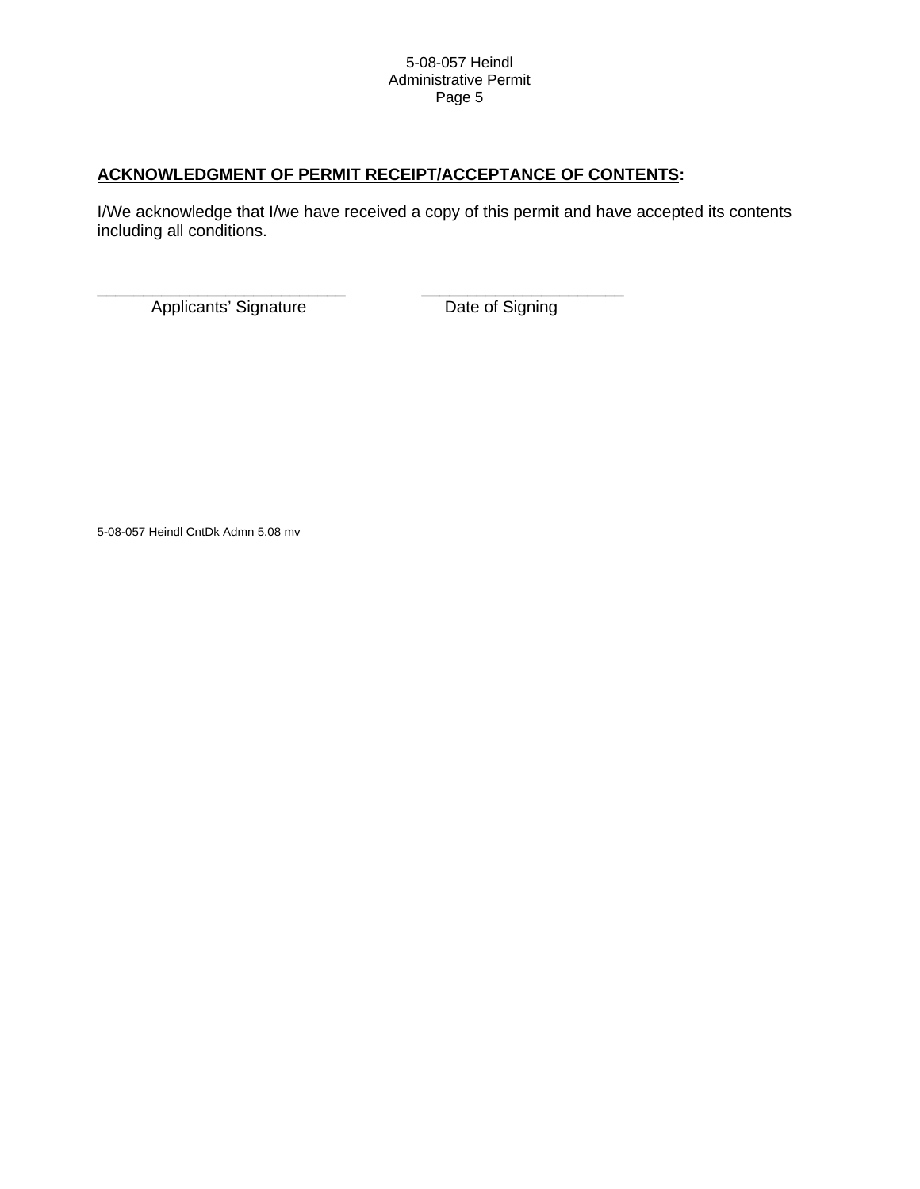**<u>ACKNOWLEDGMENT OF PERMIT RECEIPT/ACCEPTANCE OF CONTENTS</u>:**

I/We acknowledge that I/we have received a copy of this permit and have accepted its contents including all conditions.

\_\_\_\_\_\_\_\_\_\_\_\_\_\_\_\_\_\_\_\_\_\_\_\_\_\_\_\_ \_\_\_\_\_\_\_\_\_\_\_\_\_\_\_\_\_\_\_\_\_\_\_

Applicants' Signature Date of Signing

5-08-057 Heindl CntDk Admn 5.08 mv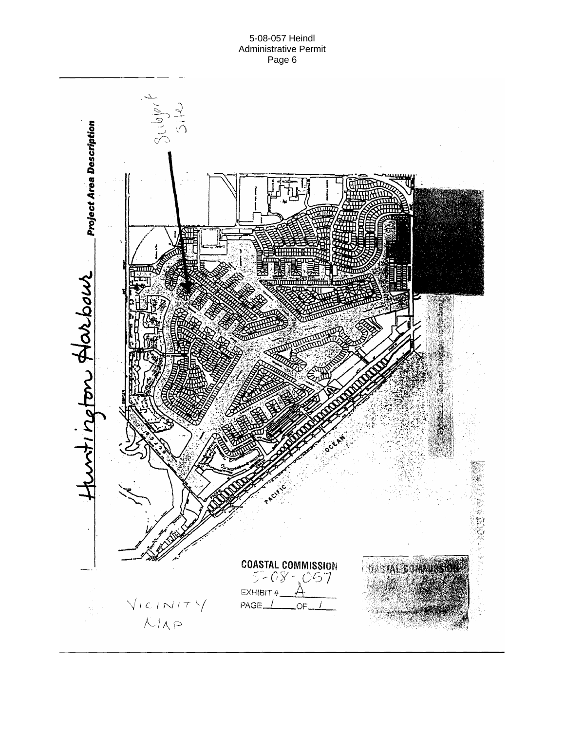Huntington Harbour

**Project Area Description**

Subject Site

PACIFIC OCEAN

COASTAL COMMISSION
5-08-057
EXHIBIT # A
PAGE 1 OF 1

VICINITY MAP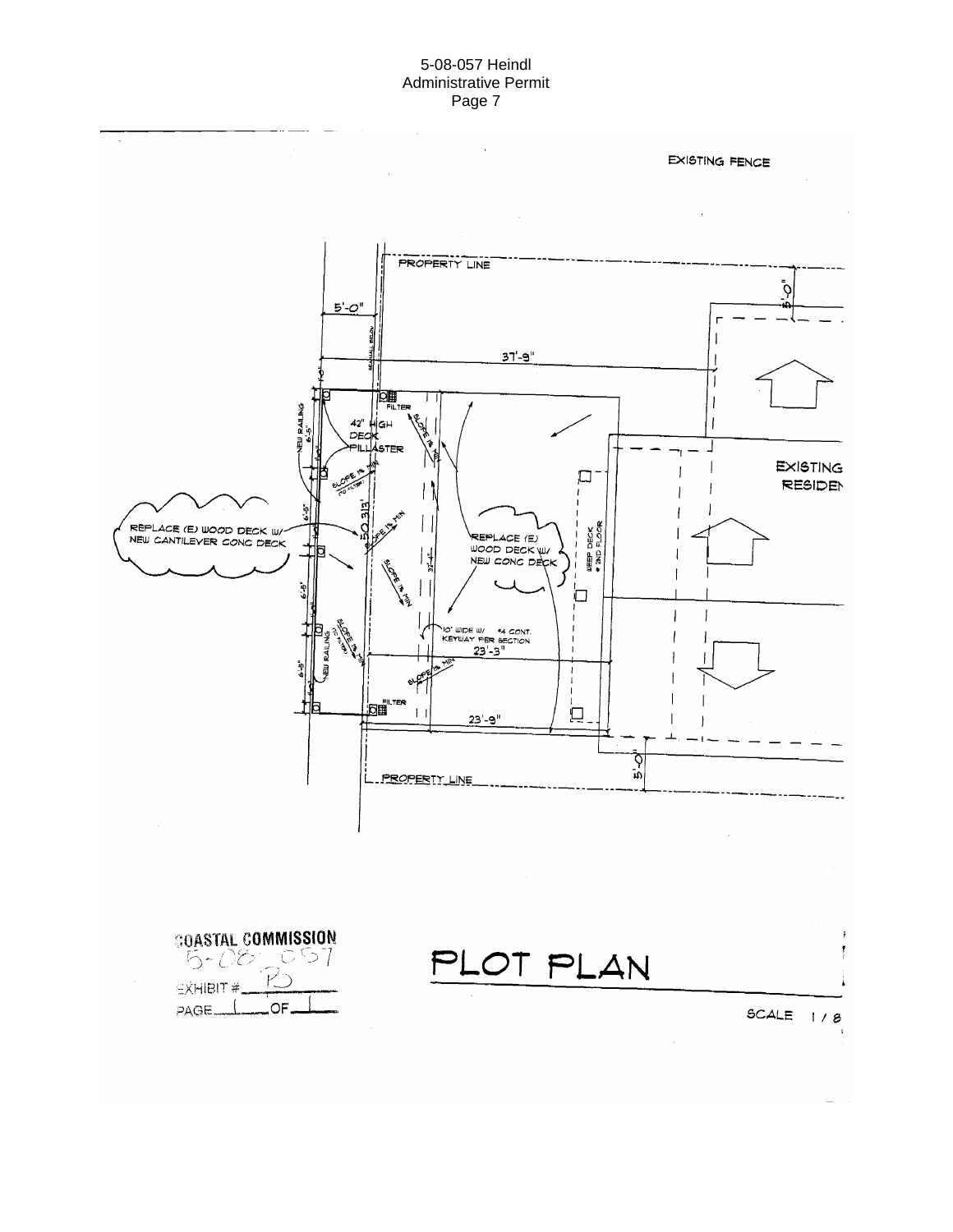EXISTING FENCE

PROPERTY LINE

5'-0"

5'-0"

37'-9"

SEAWALL BELOW

FILTER

NEW RAILING 6'-5"

42" HIGH DECK PILLASTER

SLOPE 1% MIN TO FILTER

SLOPE 1% MIN

6'-5"

50.313'

REPLACE (E) WOOD DECK W/ NEW CANTILEVER CONC DECK

REPLACE (E) WOOD DECK W/ NEW CONC DECK

WEEP DECK @ 2ND FLOOR

EXISTING RESIDEN

6'-5"

NEW RAILING

SLOPE 1% MIN TO FILTER

10' WIDE W/ #4 CONT. KEYWAY PER SECTION

23'-3"

SLOPE 1% MIN

6'-5"

FILTER

23'-9"

5'-0"

PROPERTY LINE

COASTAL COMMISSION
5-08-057
EXHIBIT # 3
PAGE 1 OF 1

PLOT PLAN

SCALE 1/8